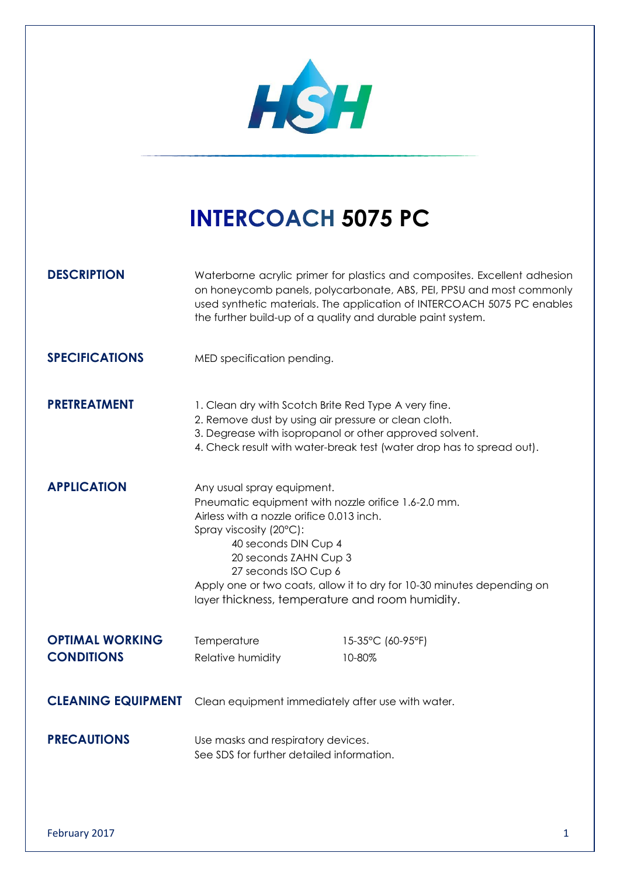HSH

# INTERCOACH 5075 PC

## DESCRIPTION

Waterborne acrylic primer for plastics and composites. Excellent adhesion on honeycomb panels, polycarbonate, ABS, PEI, PPSU and most commonly used synthetic materials. The application of INTERCOACH 5075 PC enables the further build-up of a quality and durable paint system.

## SPECIFICATIONS

MED specification pending.

## PRETREATMENT

1. Clean dry with Scotch Brite Red Type A very fine.
2. Remove dust by using air pressure or clean cloth.
3. Degrease with isopropanol or other approved solvent.
4. Check result with water-break test (water drop has to spread out).

## APPLICATION

Any usual spray equipment.
Pneumatic equipment with nozzle orifice 1.6-2.0 mm.
Airless with a nozzle orifice 0.013 inch.
Spray viscosity (20°C):

- 40 seconds DIN Cup 4
- 20 seconds ZAHN Cup 3
- 27 seconds ISO Cup 6

Apply one or two coats, allow it to dry for 10-30 minutes depending on layer thickness, temperature and room humidity.

## OPTIMAL WORKING CONDITIONS

| | |
|---|---|
| Temperature | 15-35°C (60-95°F) |
| Relative humidity | 10-80% |

## CLEANING EQUIPMENT

Clean equipment immediately after use with water.

## PRECAUTIONS

Use masks and respiratory devices.
See SDS for further detailed information.

February 2017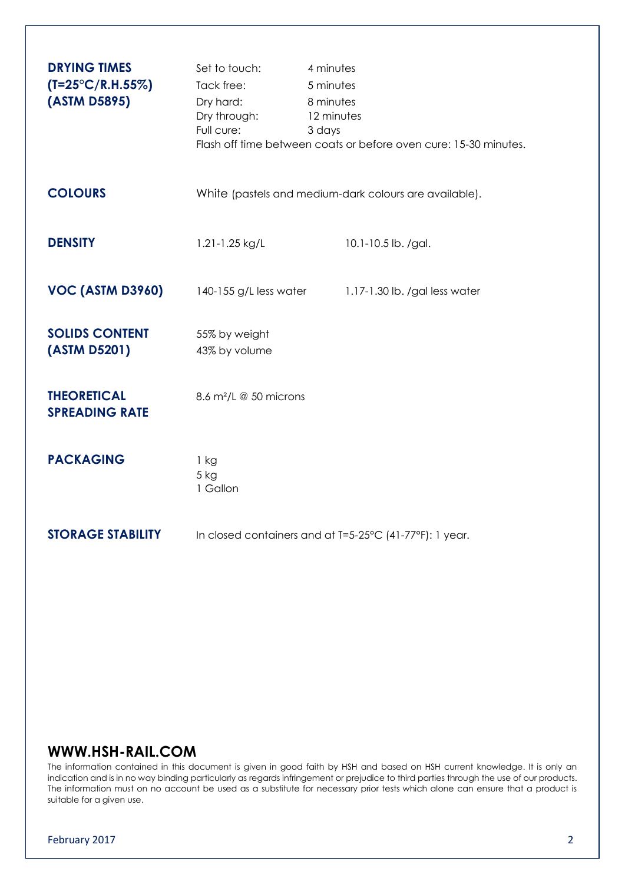| | | | |
|---|---|---|---|
| **DRYING TIMES (T=25°C/R.H.55%) (ASTM D5895)** | Set to touch: | 4 minutes | |
| | Tack free: | 5 minutes | |
| | Dry hard: | 8 minutes | |
| | Dry through: | 12 minutes | |
| | Full cure: | 3 days | |
| | Flash off time between coats or before oven cure: 15-30 minutes. | | |
| **COLOURS** | White (pastels and medium-dark colours are available). | | |
| **DENSITY** | 1.21-1.25 kg/L | | 10.1-10.5 lb. /gal. |
| **VOC (ASTM D3960)** | 140-155 g/L less water | | 1.17-1.30 lb. /gal less water |
| **SOLIDS CONTENT (ASTM D5201)** | 55% by weight<br>43% by volume | | |
| **THEORETICAL SPREADING RATE** | 8.6 $m^2$/L @ 50 microns | | |
| **PACKAGING** | 1 kg<br>5 kg<br>1 Gallon | | |
| **STORAGE STABILITY** | In closed containers and at T=5-25°C (41-77°F): 1 year. | | |

## WWW.HSH-RAIL.COM

The information contained in this document is given in good faith by HSH and based on HSH current knowledge. It is only an indication and is in no way binding particularly as regards infringement or prejudice to third parties through the use of our products. The information must on no account be used as a substitute for necessary prior tests which alone can ensure that a product is suitable for a given use.

February 2017